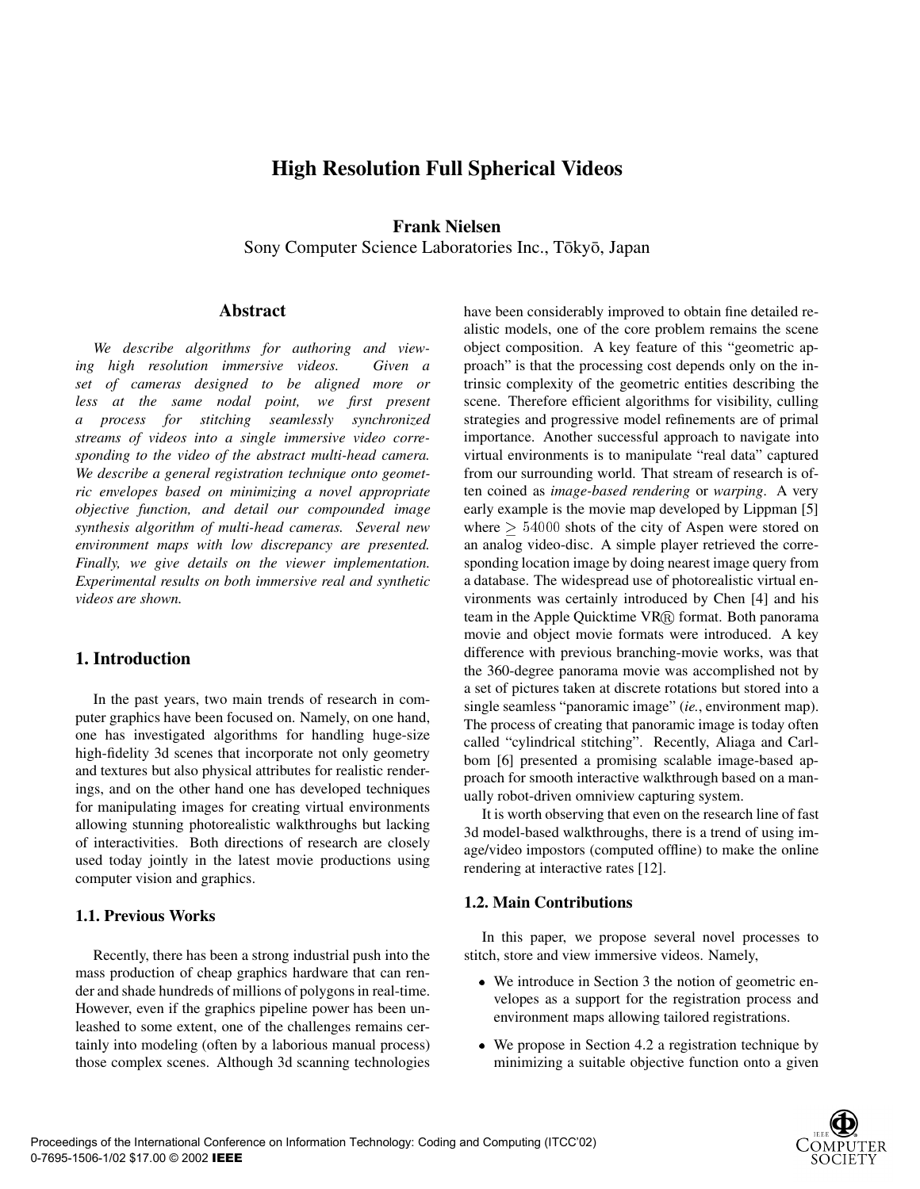# High Resolution Full Spherical Videos

**Frank Nielsen**
Sony Computer Science Laboratories Inc., Tōkyō, Japan

## Abstract

*We describe algorithms for authoring and viewing high resolution immersive videos. Given a set of cameras designed to be aligned more or less at the same nodal point, we first present a process for stitching seamlessly synchronized streams of videos into a single immersive video corresponding to the video of the abstract multi-head camera. We describe a general registration technique onto geometric envelopes based on minimizing a novel appropriate objective function, and detail our compounded image synthesis algorithm of multi-head cameras. Several new environment maps with low discrepancy are presented. Finally, we give details on the viewer implementation. Experimental results on both immersive real and synthetic videos are shown.*

## 1. Introduction

In the past years, two main trends of research in computer graphics have been focused on. Namely, on one hand, one has investigated algorithms for handling huge-size high-fidelity 3d scenes that incorporate not only geometry and textures but also physical attributes for realistic renderings, and on the other hand one has developed techniques for manipulating images for creating virtual environments allowing stunning photorealistic walkthroughs but lacking of interactivities. Both directions of research are closely used today jointly in the latest movie productions using computer vision and graphics.

### 1.1. Previous Works

Recently, there has been a strong industrial push into the mass production of cheap graphics hardware that can render and shade hundreds of millions of polygons in real-time. However, even if the graphics pipeline power has been unleashed to some extent, one of the challenges remains certainly into modeling (often by a laborious manual process) those complex scenes. Although 3d scanning technologies have been considerably improved to obtain fine detailed realistic models, one of the core problem remains the scene object composition. A key feature of this "geometric approach" is that the processing cost depends only on the intrinsic complexity of the geometric entities describing the scene. Therefore efficient algorithms for visibility, culling strategies and progressive model refinements are of primal importance. Another successful approach to navigate into virtual environments is to manipulate "real data" captured from our surrounding world. That stream of research is often coined as *image-based rendering* or *warping*. A very early example is the movie map developed by Lippman [5] where $\geq 54000$ shots of the city of Aspen were stored on an analog video-disc. A simple player retrieved the corresponding location image by doing nearest image query from a database. The widespread use of photorealistic virtual environments was certainly introduced by Chen [4] and his team in the Apple Quicktime VR® format. Both panorama movie and object movie formats were introduced. A key difference with previous branching-movie works, was that the 360-degree panorama movie was accomplished not by a set of pictures taken at discrete rotations but stored into a single seamless "panoramic image" (*ie.*, environment map). The process of creating that panoramic image is today often called "cylindrical stitching". Recently, Aliaga and Carlbom [6] presented a promising scalable image-based approach for smooth interactive walkthrough based on a manually robot-driven omniview capturing system.

It is worth observing that even on the research line of fast 3d model-based walkthroughs, there is a trend of using image/video impostors (computed offline) to make the online rendering at interactive rates [12].

### 1.2. Main Contributions

In this paper, we propose several novel processes to stitch, store and view immersive videos. Namely,

- We introduce in Section 3 the notion of geometric envelopes as a support for the registration process and environment maps allowing tailored registrations.
- We propose in Section 4.2 a registration technique by minimizing a suitable objective function onto a given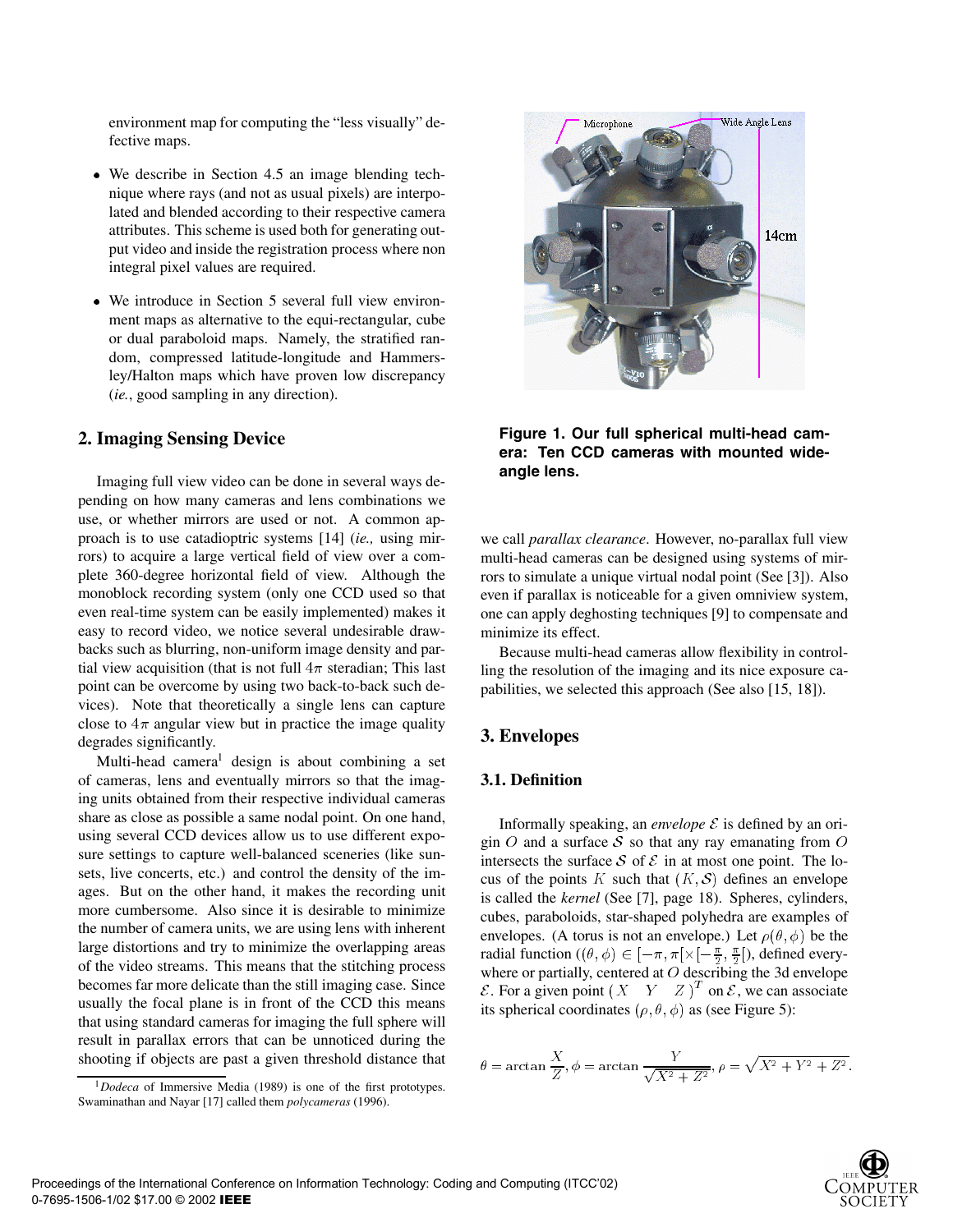environment map for computing the "less visually" defective maps.

- We describe in Section 4.5 an image blending technique where rays (and not as usual pixels) are interpolated and blended according to their respective camera attributes. This scheme is used both for generating output video and inside the registration process where non integral pixel values are required.
- We introduce in Section 5 several full view environment maps as alternative to the equi-rectangular, cube or dual paraboloid maps. Namely, the stratified random, compressed latitude-longitude and Hammersley/Halton maps which have proven low discrepancy (*ie.*, good sampling in any direction).

## 2. Imaging Sensing Device

Imaging full view video can be done in several ways depending on how many cameras and lens combinations we use, or whether mirrors are used or not. A common approach is to use catadioptric systems [14] (*ie.,* using mirrors) to acquire a large vertical field of view over a complete 360-degree horizontal field of view. Although the monoblock recording system (only one CCD used so that even real-time system can be easily implemented) makes it easy to record video, we notice several undesirable drawbacks such as blurring, non-uniform image density and partial view acquisition (that is not full $4\pi$ steradian; This last point can be overcome by using two back-to-back such devices). Note that theoretically a single lens can capture close to $4\pi$ angular view but in practice the image quality degrades significantly.

Multi-head camera[1] design is about combining a set of cameras, lens and eventually mirrors so that the imaging units obtained from their respective individual cameras share as close as possible a same nodal point. On one hand, using several CCD devices allow us to use different exposure settings to capture well-balanced sceneries (like sunsets, live concerts, etc.) and control the density of the images. But on the other hand, it makes the recording unit more cumbersome. Also since it is desirable to minimize the number of camera units, we are using lens with inherent large distortions and try to minimize the overlapping areas of the video streams. This means that the stitching process becomes far more delicate than the still imaging case. Since usually the focal plane is in front of the CCD this means that using standard cameras for imaging the full sphere will result in parallax errors that can be unnoticed during the shooting if objects are past a given threshold distance that we call *parallax clearance*. However, no-parallax full view multi-head cameras can be designed using systems of mirrors to simulate a unique virtual nodal point (See [3]). Also even if parallax is noticeable for a given omniview system, one can apply deghosting techniques [9] to compensate and minimize its effect.

Because multi-head cameras allow flexibility in controlling the resolution of the imaging and its nice exposure capabilities, we selected this approach (See also [15, 18]).

[1] *Dodeca* of Immersive Media (1989) is one of the first prototypes. Swaminathan and Nayar [17] called them *polycameras* (1996).

**Figure 1. Our full spherical multi-head camera: Ten CCD cameras with mounted wide-angle lens.**

## 3. Envelopes

### 3.1. Definition

Informally speaking, an *envelope* $\mathcal{E}$ is defined by an origin $O$ and a surface $\mathcal{S}$ so that any ray emanating from $O$ intersects the surface $\mathcal{S}$ of $\mathcal{E}$ in at most one point. The locus of the points $K$ such that $(K, \mathcal{S})$ defines an envelope is called the *kernel* (See [7], page 18). Spheres, cylinders, cubes, paraboloids, star-shaped polyhedra are examples of envelopes. (A torus is not an envelope.) Let $\rho(\theta, \phi)$ be the radial function ($(\theta, \phi) \in [-\pi, \pi[\times[-\frac{\pi}{2}, \frac{\pi}{2}[$), defined everywhere or partially, centered at $O$ describing the 3d envelope $\mathcal{E}$. For a given point $(\,X \quad Y \quad Z\,)^T$ on $\mathcal{E}$, we can associate its spherical coordinates $(\rho, \theta, \phi)$ as (see Figure 5):

$$\theta = \arctan \frac{X}{Z}, \phi = \arctan \frac{Y}{\sqrt{X^2+Z^2}}, \rho = \sqrt{X^2+Y^2+Z^2}.$$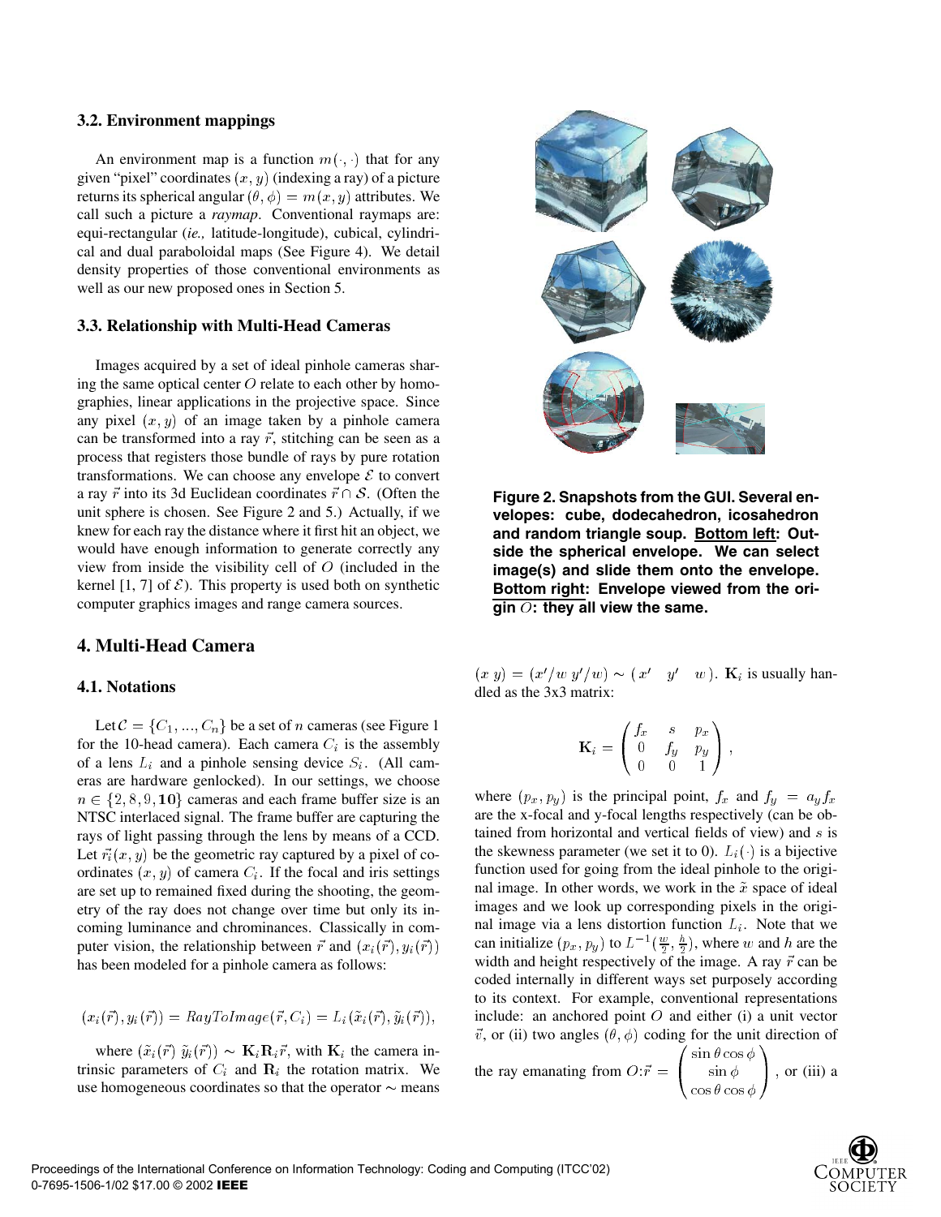### 3.2. Environment mappings

An environment map is a function $m(\cdot,\cdot)$ that for any given "pixel" coordinates $(x, y)$ (indexing a ray) of a picture returns its spherical angular $(\theta, \phi) = m(x, y)$ attributes. We call such a picture a *raymap*. Conventional raymaps are: equi-rectangular (*ie.,* latitude-longitude), cubical, cylindrical and dual paraboloidal maps (See Figure 4). We detail density properties of those conventional environments as well as our new proposed ones in Section 5.

### 3.3. Relationship with Multi-Head Cameras

Images acquired by a set of ideal pinhole cameras sharing the same optical center $O$ relate to each other by homographies, linear applications in the projective space. Since any pixel $(x, y)$ of an image taken by a pinhole camera can be transformed into a ray $\vec{r}$, stitching can be seen as a process that registers those bundle of rays by pure rotation transformations. We can choose any envelope $\mathcal{E}$ to convert a ray $\vec{r}$ into its 3d Euclidean coordinates $\vec{r} \cap \mathcal{S}$. (Often the unit sphere is chosen. See Figure 2 and 5.) Actually, if we knew for each ray the distance where it first hit an object, we would have enough information to generate correctly any view from inside the visibility cell of $O$ (included in the kernel [1, 7] of $\mathcal{E}$). This property is used both on synthetic computer graphics images and range camera sources.

**Figure 2. Snapshots from the GUI. Several envelopes: cube, dodecahedron, icosahedron and random triangle soup. Bottom left: Outside the spherical envelope. We can select image(s) and slide them onto the envelope. Bottom right: Envelope viewed from the origin $O$: they all view the same.**

## 4. Multi-Head Camera

### 4.1. Notations

Let $\mathcal{C} = \{C_1, ..., C_n\}$ be a set of $n$ cameras (see Figure 1 for the 10-head camera). Each camera $C_i$ is the assembly of a lens $L_i$ and a pinhole sensing device $S_i$. (All cameras are hardware genlocked). In our settings, we choose $n \in \{2, 8, 9, \mathbf{10}\}$ cameras and each frame buffer size is an NTSC interlaced signal. The frame buffer are capturing the rays of light passing through the lens by means of a CCD. Let $\vec{r_i}(x, y)$ be the geometric ray captured by a pixel of coordinates $(x, y)$ of camera $C_i$. If the focal and iris settings are set up to remained fixed during the shooting, the geometry of the ray does not change over time but only its incoming luminance and chrominances. Classically in computer vision, the relationship between $\vec{r}$ and $(x_i(\vec{r}), y_i(\vec{r}))$ has been modeled for a pinhole camera as follows:

$$(x_i(\vec{r}), y_i(\vec{r})) = RayToImage(\vec{r}, C_i) = L_i(\tilde{x}_i(\vec{r}), \tilde{y}_i(\vec{r})),$$

where $(\tilde{x}_i(\vec{r}) \; \tilde{y}_i(\vec{r})) \sim \mathbf{K}_i \mathbf{R}_i \vec{r}$, with $\mathbf{K}_i$ the camera intrinsic parameters of $C_i$ and $\mathbf{R}_i$ the rotation matrix. We use homogeneous coordinates so that the operator $\sim$ means $(x \; y) = (x'/w \; y'/w) \sim (x' \quad y' \quad w)$. $\mathbf{K}_i$ is usually handled as the 3x3 matrix:

$$\mathbf{K}_i = \begin{pmatrix} f_x & s & p_x \\ 0 & f_y & p_y \\ 0 & 0 & 1 \end{pmatrix},$$

where $(p_x, p_y)$ is the principal point, $f_x$ and $f_y = a_y f_x$ are the x-focal and y-focal lengths respectively (can be obtained from horizontal and vertical fields of view) and $s$ is the skewness parameter (we set it to 0). $L_i(\cdot)$ is a bijective function used for going from the ideal pinhole to the original image. In other words, we work in the $\tilde{x}$ space of ideal images and we look up corresponding pixels in the original image via a lens distortion function $L_i$. Note that we can initialize $(p_x, p_y)$ to $L^{-1}(\frac{w}{2}, \frac{h}{2})$, where $w$ and $h$ are the width and height respectively of the image. A ray $\vec{r}$ can be coded internally in different ways set purposely according to its context. For example, conventional representations include: an anchored point $O$ and either (i) a unit vector $\vec{v}$, or (ii) two angles $(\theta, \phi)$ coding for the unit direction of the ray emanating from $O$:$\vec{r} = \begin{pmatrix} \sin\theta\cos\phi \\ \sin\phi \\ \cos\theta\cos\phi \end{pmatrix}$, or (iii) a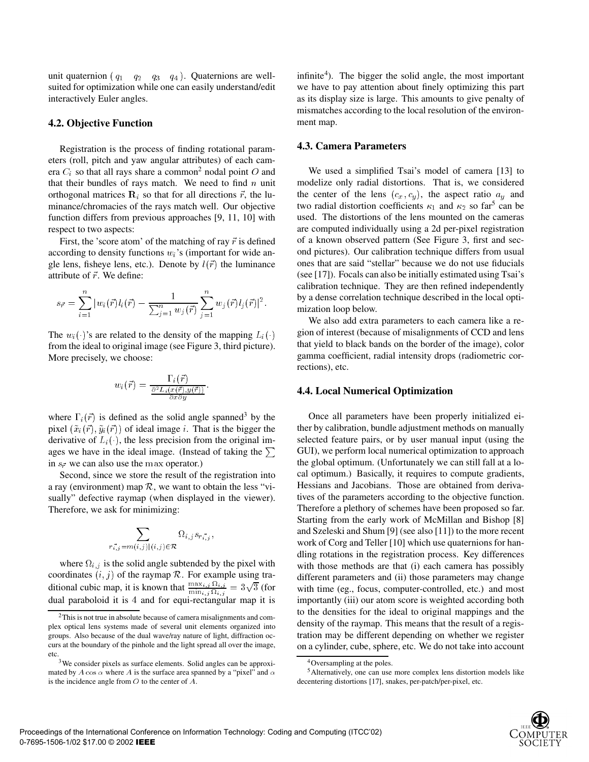unit quaternion $(q_1 \quad q_2 \quad q_3 \quad q_4)$. Quaternions are well-suited for optimization while one can easily understand/edit interactively Euler angles.

### 4.2. Objective Function

Registration is the process of finding rotational parameters (roll, pitch and yaw angular attributes) of each camera $C_i$ so that all rays share a common[2] nodal point $O$ and that their bundles of rays match. We need to find $n$ unit orthogonal matrices $\mathbf{R}_i$ so that for all directions $\vec{r}$, the luminance/chromacies of the rays match well. Our objective function differs from previous approaches [9, 11, 10] with respect to two aspects:

First, the 'score atom' of the matching of ray $\vec{r}$ is defined according to density functions $w_i$'s (important for wide angle lens, fisheye lens, etc.). Denote by $l(\vec{r})$ the luminance attribute of $\vec{r}$. We define:

$$s_{\vec{r}} = \sum_{i=1}^{n} |w_i(\vec{r}) l_i(\vec{r}) - \frac{1}{\sum_{j=1}^{n} w_j(\vec{r})} \sum_{j=1}^{n} w_j(\vec{r}) l_j(\vec{r})|^2.$$

The $w_i(\cdot)$'s are related to the density of the mapping $L_i(\cdot)$ from the ideal to original image (see Figure 3, third picture). More precisely, we choose:

$$w_i(\vec{r}) = \frac{\Gamma_i(\vec{r})}{\frac{\partial^2 L_i(x(\vec{r}), y(\vec{r}))}{\partial x \partial y}}.$$

where $\Gamma_i(\vec{r})$ is defined as the solid angle spanned[3] by the pixel $(\tilde{x}_i(\vec{r}), \tilde{y}_i(\vec{r}))$ of ideal image $i$. That is the bigger the derivative of $L_i(\cdot)$, the less precision from the original images we have in the ideal image. (Instead of taking the $\sum$ in $s_{\vec{r}}$ we can also use the $\max$ operator.)

Second, since we store the result of the registration into a ray (environment) map $\mathcal{R}$, we want to obtain the less "visually" defective raymap (when displayed in the viewer). Therefore, we ask for minimizing:

$$\sum_{\vec{r_{i,j}} = m(i,j) | (i,j) \in \mathcal{R}} \Omega_{i,j} s_{\vec{r_{i,j}}},$$

where $\Omega_{i,j}$ is the solid angle subtended by the pixel with coordinates $(i, j)$ of the raymap $\mathcal{R}$. For example using traditional cubic map, it is known that $\frac{\max_{i,j} \Omega_{i,j}}{\min_{i,j} \Omega_{i,j}} = 3\sqrt{3}$ (for dual paraboloid it is 4 and for equi-rectangular map it is infinite[4]). The bigger the solid angle, the most important we have to pay attention about finely optimizing this part as its display size is large. This amounts to give penalty of mismatches according to the local resolution of the environment map.

### 4.3. Camera Parameters

We used a simplified Tsai's model of camera [13] to modelize only radial distortions. That is, we considered the center of the lens $(c_x, c_y)$, the aspect ratio $a_y$ and two radial distortion coefficients $\kappa_1$ and $\kappa_2$ so far[5] can be used. The distortions of the lens mounted on the cameras are computed individually using a 2d per-pixel registration of a known observed pattern (See Figure 3, first and second pictures). Our calibration technique differs from usual ones that are said "stellar" because we do not use fiducials (see [17]). Focals can also be initially estimated using Tsai's calibration technique. They are then refined independently by a dense correlation technique described in the local optimization loop below.

We also add extra parameters to each camera like a region of interest (because of misalignments of CCD and lens that yield to black bands on the border of the image), color gamma coefficient, radial intensity drops (radiometric corrections), etc.

### 4.4. Local Numerical Optimization

Once all parameters have been properly initialized either by calibration, bundle adjustment methods on manually selected feature pairs, or by user manual input (using the GUI), we perform local numerical optimization to approach the global optimum. (Unfortunately we can still fall at a local optimum.) Basically, it requires to compute gradients, Hessians and Jacobians. Those are obtained from derivatives of the parameters according to the objective function. Therefore a plethory of schemes have been proposed so far. Starting from the early work of McMillan and Bishop [8] and Szeleski and Shum [9] (see also [11]) to the more recent work of Corg and Teller [10] which use quaternions for handling rotations in the registration process. Key differences with those methods are that (i) each camera has possibly different parameters and (ii) those parameters may change with time (eg., focus, computer-controlled, etc.) and most importantly (iii) our atom score is weighted according both to the densities for the ideal to original mappings and the density of the raymap. This means that the result of a registration may be different depending on whether we register on a cylinder, cube, sphere, etc. We do not take into account

---

[2] This is not true in absolute because of camera misalignments and complex optical lens systems made of several unit elements organized into groups. Also because of the dual wave/ray nature of light, diffraction occurs at the boundary of the pinhole and the light spread all over the image, etc.

[3] We consider pixels as surface elements. Solid angles can be approximated by $A \cos \alpha$ where $A$ is the surface area spanned by a "pixel" and $\alpha$ is the incidence angle from $O$ to the center of $A$.

[4] Oversampling at the poles.

[5] Alternatively, one can use more complex lens distortion models like decentering distortions [17], snakes, per-patch/per-pixel, etc.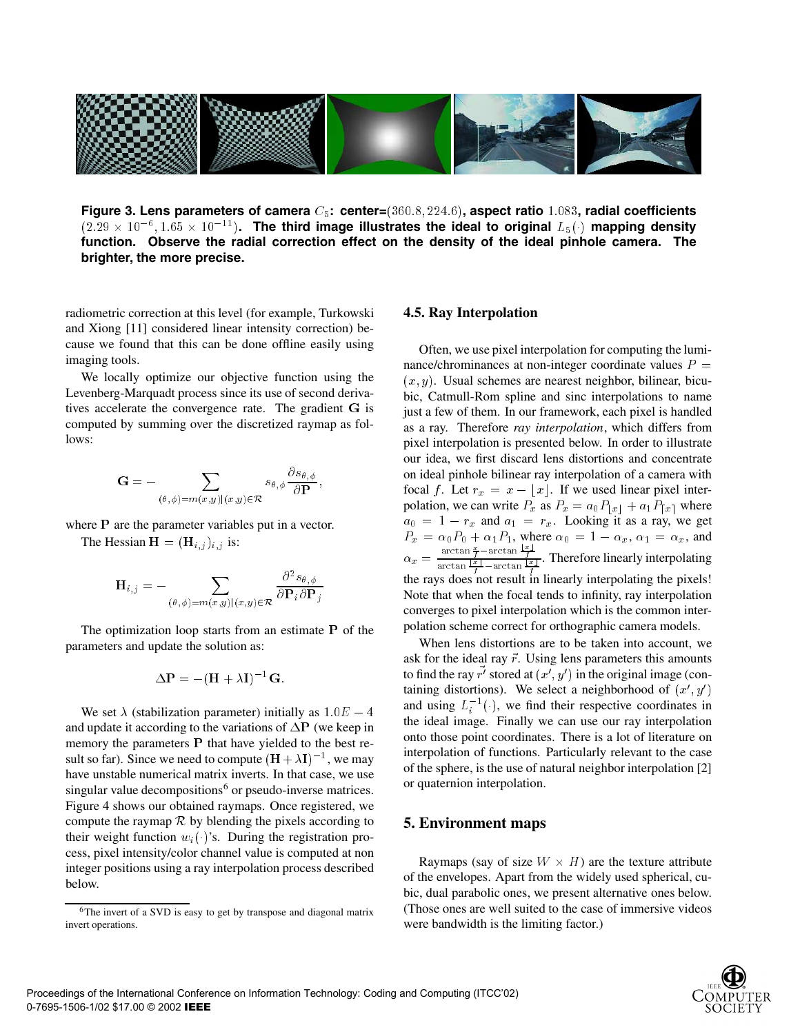**Figure 3. Lens parameters of camera $C_5$: center=$(360.8, 224.6)$, aspect ratio $1.083$, radial coefficients $(2.29 \times 10^{-6}, 1.65 \times 10^{-11})$. The third image illustrates the ideal to original $L_5(\cdot)$ mapping density function. Observe the radial correction effect on the density of the ideal pinhole camera. The brighter, the more precise.**

radiometric correction at this level (for example, Turkowski and Xiong [11] considered linear intensity correction) because we found that this can be done offline easily using imaging tools.

We locally optimize our objective function using the Levenberg-Marquadt process since its use of second derivatives accelerate the convergence rate. The gradient $\mathbf{G}$ is computed by summing over the discretized raymap as follows:

$$\mathbf{G} = -\sum_{(\theta,\phi)=m(x,y)|(x,y)\in\mathcal{R}} s_{\theta,\phi}\frac{\partial s_{\theta,\phi}}{\partial \mathbf{P}},$$

where $\mathbf{P}$ are the parameter variables put in a vector.

The Hessian $\mathbf{H} = (\mathbf{H}_{i,j})_{i,j}$ is:

$$\mathbf{H}_{i,j} = -\sum_{(\theta,\phi)=m(x,y)|(x,y)\in\mathcal{R}} \frac{\partial^2 s_{\theta,\phi}}{\partial \mathbf{P}_i \partial \mathbf{P}_j}$$

The optimization loop starts from an estimate $\mathbf{P}$ of the parameters and update the solution as:

$$\Delta\mathbf{P} = -(\mathbf{H} + \lambda\mathbf{I})^{-1}\mathbf{G}.$$

We set $\lambda$ (stabilization parameter) initially as $1.0E-4$ and update it according to the variations of $\Delta\mathbf{P}$ (we keep in memory the parameters $\mathbf{P}$ that have yielded to the best result so far). Since we need to compute $(\mathbf{H}+\lambda\mathbf{I})^{-1}$, we may have unstable numerical matrix inverts. In that case, we use singular value decompositions[6] or pseudo-inverse matrices. Figure 4 shows our obtained raymaps. Once registered, we compute the raymap $\mathcal{R}$ by blending the pixels according to their weight function $w_i(\cdot)$'s. During the registration process, pixel intensity/color channel value is computed at non integer positions using a ray interpolation process described below.

[6] The invert of a SVD is easy to get by transpose and diagonal matrix invert operations.

### 4.5. Ray Interpolation

Often, we use pixel interpolation for computing the luminance/chrominances at non-integer coordinate values $P = (x, y)$. Usual schemes are nearest neighbor, bilinear, bicubic, Catmull-Rom spline and sinc interpolations to name just a few of them. In our framework, each pixel is handled as a ray. Therefore *ray interpolation*, which differs from pixel interpolation is presented below. In order to illustrate our idea, we first discard lens distortions and concentrate on ideal pinhole bilinear ray interpolation of a camera with focal $f$. Let $r_x = x - \lfloor x \rfloor$. If we used linear pixel interpolation, we can write $P_x$ as $P_x = a_0 P_{\lfloor x \rfloor} + a_1 P_{\lceil x \rceil}$ where $a_0 = 1 - r_x$ and $a_1 = r_x$. Looking it as a ray, we get $P_x = \alpha_0 P_0 + \alpha_1 P_1$, where $\alpha_0 = 1 - \alpha_x$, $\alpha_1 = \alpha_x$, and $\alpha_x = \frac{\arctan\frac{x}{f} - \arctan\frac{\lfloor x \rfloor}{f}}{\arctan\frac{\lceil x \rceil}{f} - \arctan\frac{\lfloor x \rfloor}{f}}$. Therefore linearly interpolating the rays does not result in linearly interpolating the pixels! Note that when the focal tends to infinity, ray interpolation converges to pixel interpolation which is the common interpolation scheme correct for orthographic camera models.

When lens distortions are to be taken into account, we ask for the ideal ray $\vec{r}$. Using lens parameters this amounts to find the ray $\vec{r'}$ stored at $(x', y')$ in the original image (containing distortions). We select a neighborhood of $(x', y')$ and using $L_i^{-1}(\cdot)$, we find their respective coordinates in the ideal image. Finally we can use our ray interpolation onto those point coordinates. There is a lot of literature on interpolation of functions. Particularly relevant to the case of the sphere, is the use of natural neighbor interpolation [2] or quaternion interpolation.

## 5. Environment maps

Raymaps (say of size $W \times H$) are the texture attribute of the envelopes. Apart from the widely used spherical, cubic, dual parabolic ones, we present alternative ones below. (Those ones are well suited to the case of immersive videos were bandwidth is the limiting factor.)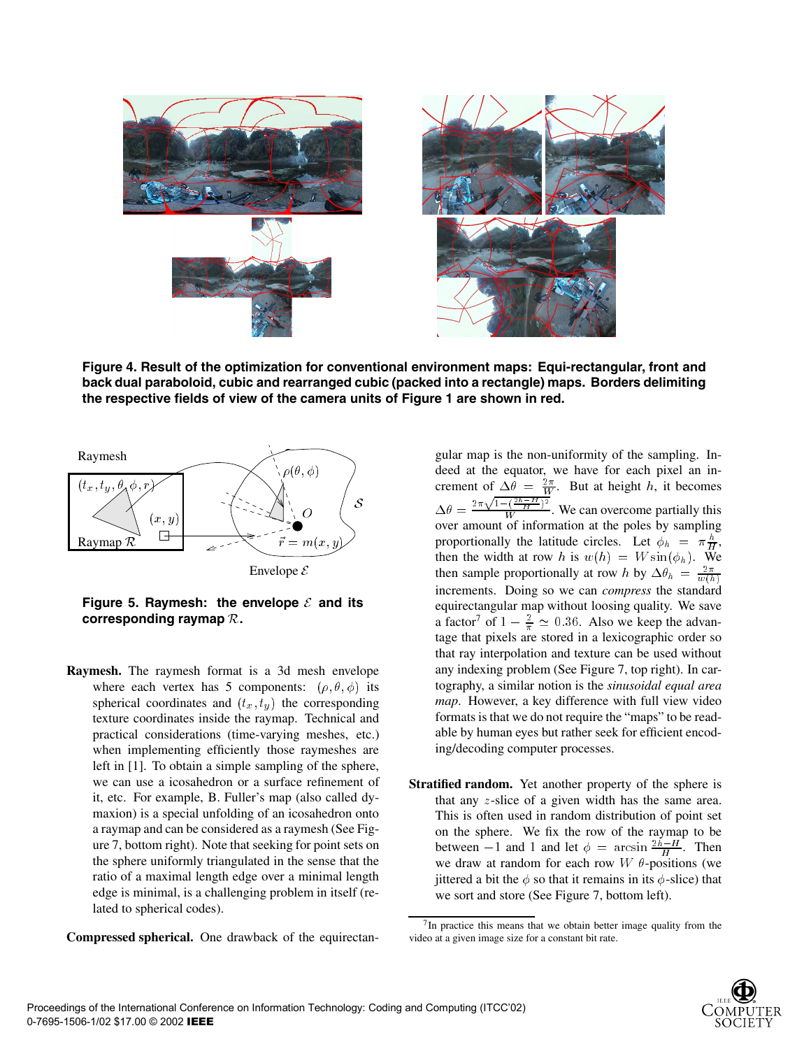**Figure 4. Result of the optimization for conventional environment maps: Equi-rectangular, front and back dual paraboloid, cubic and rearranged cubic (packed into a rectangle) maps. Borders delimiting the respective fields of view of the camera units of Figure 1 are shown in red.**

**Figure 5. Raymesh: the envelope $\mathcal{E}$ and its corresponding raymap $\mathcal{R}$.**

**Raymesh.** The raymesh format is a 3d mesh envelope where each vertex has 5 components: $(\rho, \theta, \phi)$ its spherical coordinates and $(t_x, t_y)$ the corresponding texture coordinates inside the raymap. Technical and practical considerations (time-varying meshes, etc.) when implementing efficiently those raymeshes are left in [1]. To obtain a simple sampling of the sphere, we can use a icosahedron or a surface refinement of it, etc. For example, B. Fuller's map (also called dymaxion) is a special unfolding of an icosahedron onto a raymap and can be considered as a raymesh (See Figure 7, bottom right). Note that seeking for point sets on the sphere uniformly triangulated in the sense that the ratio of a maximal length edge over a minimal length edge is minimal, is a challenging problem in itself (related to spherical codes).

**Compressed spherical.** One drawback of the equirectangular map is the non-uniformity of the sampling. Indeed at the equator, we have for each pixel an increment of $\Delta\theta = \frac{2\pi}{W}$. But at height $h$, it becomes $\Delta\theta = \frac{2\pi\sqrt{1-(\frac{2h-H}{H})^2}}{W}$. We can overcome partially this over amount of information at the poles by sampling proportionally the latitude circles. Let $\phi_h = \pi\frac{h}{H}$, then the width at row $h$ is $w(h) = W\sin(\phi_h)$. We then sample proportionally at row $h$ by $\Delta\theta_h = \frac{2\pi}{w(h)}$ increments. Doing so we can *compress* the standard equirectangular map without loosing quality. We save a factor[7] of $1 - \frac{2}{\pi} \simeq 0.36$. Also we keep the advantage that pixels are stored in a lexicographic order so that ray interpolation and texture can be used without any indexing problem (See Figure 7, top right). In cartography, a similar notion is the *sinusoidal equal area map*. However, a key difference with full view video formats is that we do not require the "maps" to be readable by human eyes but rather seek for efficient encoding/decoding computer processes.

**Stratified random.** Yet another property of the sphere is that any $z$-slice of a given width has the same area. This is often used in random distribution of point set on the sphere. We fix the row of the raymap to be between $-1$ and $1$ and let $\phi = \arcsin\frac{2h-H}{H}$. Then we draw at random for each row $W$ $\theta$-positions (we jittered a bit the $\phi$ so that it remains in its $\phi$-slice) that we sort and store (See Figure 7, bottom left).

[7] In practice this means that we obtain better image quality from the video at a given image size for a constant bit rate.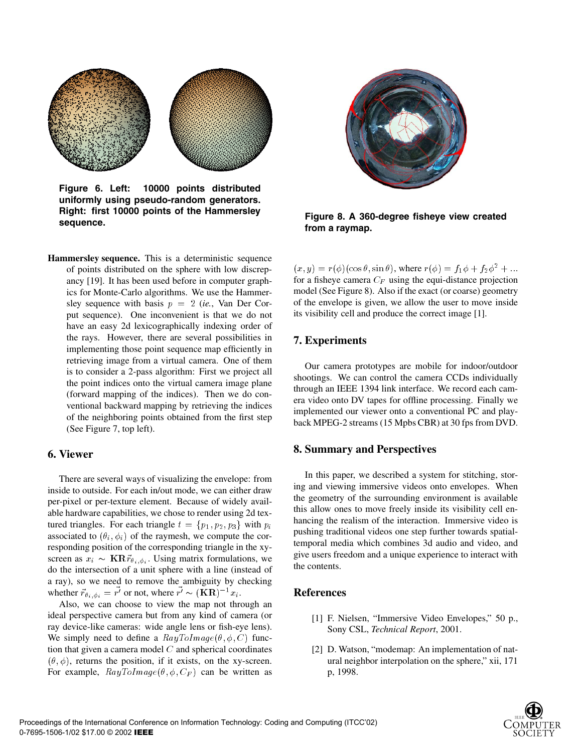**Figure 6. Left: 10000 points distributed uniformly using pseudo-random generators. Right: first 10000 points of the Hammersley sequence.**

**Hammersley sequence.** This is a deterministic sequence of points distributed on the sphere with low discrepancy [19]. It has been used before in computer graphics for Monte-Carlo algorithms. We use the Hammersley sequence with basis $p = 2$ (*ie.*, Van Der Corput sequence). One inconvenient is that we do not have an easy 2d lexicographically indexing order of the rays. However, there are several possibilities in implementing those point sequence map efficiently in retrieving image from a virtual camera. One of them is to consider a 2-pass algorithm: First we project all the point indices onto the virtual camera image plane (forward mapping of the indices). Then we do conventional backward mapping by retrieving the indices of the neighboring points obtained from the first step (See Figure 7, top left).

## 6. Viewer

There are several ways of visualizing the envelope: from inside to outside. For each in/out mode, we can either draw per-pixel or per-texture element. Because of widely available hardware capabilities, we chose to render using 2d textured triangles. For each triangle $t = \{p_1, p_2, p_3\}$ with $p_i$ associated to $(\theta_i, \phi_i)$ of the raymesh, we compute the corresponding position of the corresponding triangle in the xy-screen as $x_i \sim \mathbf{KR}\vec{r}_{\theta_i,\phi_i}$. Using matrix formulations, we do the intersection of a unit sphere with a line (instead of a ray), so we need to remove the ambiguity by checking whether $\vec{r}_{\theta_i,\phi_i} = \vec{r'}$ or not, where $\vec{r'} \sim (\mathbf{KR})^{-1}x_i$.

Also, we can choose to view the map not through an ideal perspective camera but from any kind of camera (or ray device-like cameras: wide angle lens or fish-eye lens). We simply need to define a $RayToImage(\theta, \phi, C)$ function that given a camera model $C$ and spherical coordinates $(\theta, \phi)$, returns the position, if it exists, on the xy-screen. For example, $RayToImage(\theta, \phi, C_F)$ can be written as $(x, y) = r(\phi)(\cos\theta, \sin\theta)$, where $r(\phi) = f_1\phi + f_2\phi^2 + ...$ for a fisheye camera $C_F$ using the equi-distance projection model (See Figure 8). Also if the exact (or coarse) geometry of the envelope is given, we allow the user to move inside its visibility cell and produce the correct image [1].

**Figure 8. A 360-degree fisheye view created from a raymap.**

## 7. Experiments

Our camera prototypes are mobile for indoor/outdoor shootings. We can control the camera CCDs individually through an IEEE 1394 link interface. We record each camera video onto DV tapes for offline processing. Finally we implemented our viewer onto a conventional PC and playback MPEG-2 streams (15 Mpbs CBR) at 30 fps from DVD.

## 8. Summary and Perspectives

In this paper, we described a system for stitching, storing and viewing immersive videos onto envelopes. When the geometry of the surrounding environment is available this allow ones to move freely inside its visibility cell enhancing the realism of the interaction. Immersive video is pushing traditional videos one step further towards spatial-temporal media which combines 3d audio and video, and give users freedom and a unique experience to interact with the contents.

## References

[1] F. Nielsen, "Immersive Video Envelopes," 50 p., Sony CSL, *Technical Report*, 2001.

[2] D. Watson, "modemap: An implementation of natural neighbor interpolation on the sphere," xii, 171 p, 1998.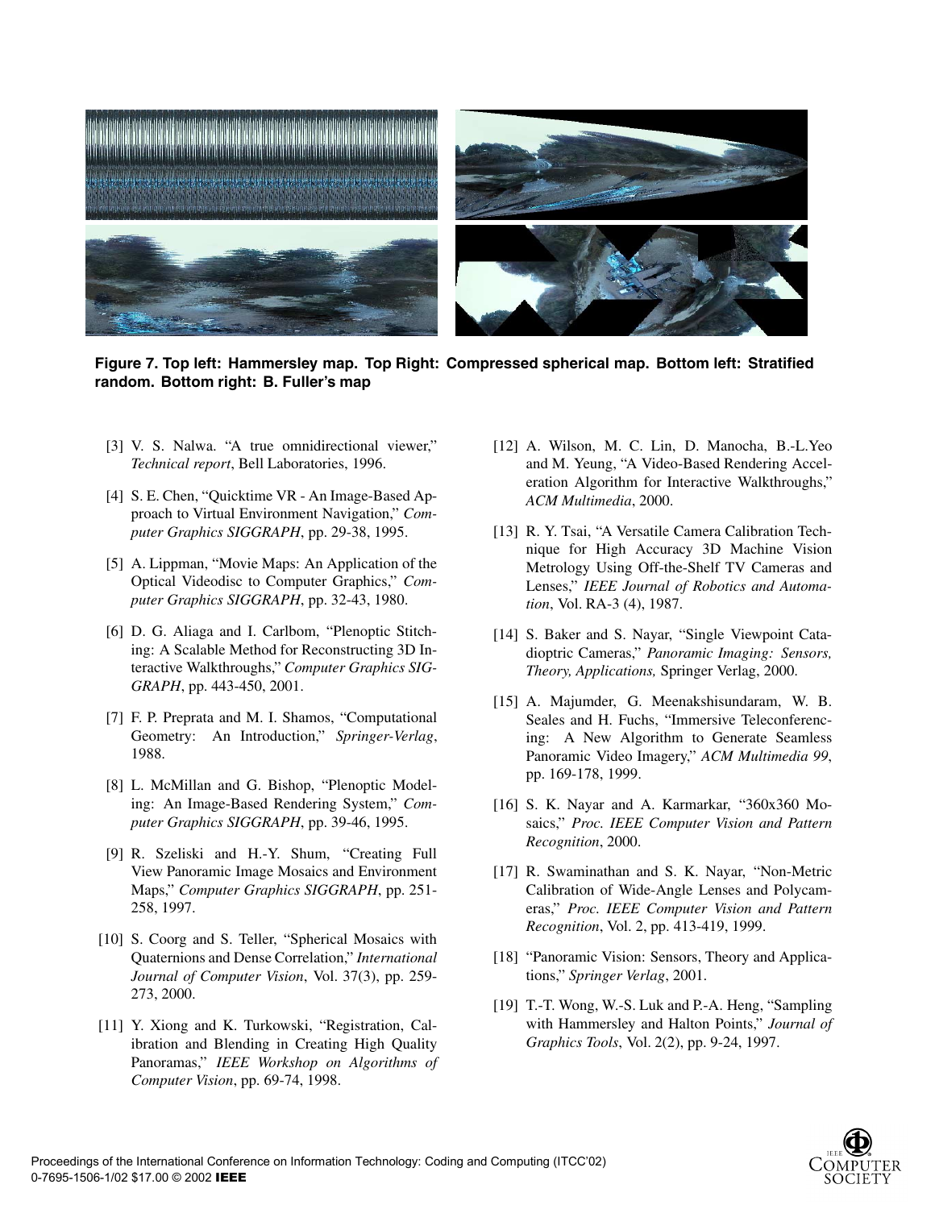**Figure 7. Top left: Hammersley map. Top Right: Compressed spherical map. Bottom left: Stratified random. Bottom right: B. Fuller's map**

[3] V. S. Nalwa. "A true omnidirectional viewer," *Technical report*, Bell Laboratories, 1996.

[4] S. E. Chen, "Quicktime VR - An Image-Based Approach to Virtual Environment Navigation," *Computer Graphics SIGGRAPH*, pp. 29-38, 1995.

[5] A. Lippman, "Movie Maps: An Application of the Optical Videodisc to Computer Graphics," *Computer Graphics SIGGRAPH*, pp. 32-43, 1980.

[6] D. G. Aliaga and I. Carlbom, "Plenoptic Stitching: A Scalable Method for Reconstructing 3D Interactive Walkthroughs," *Computer Graphics SIGGRAPH*, pp. 443-450, 2001.

[7] F. P. Preprata and M. I. Shamos, "Computational Geometry: An Introduction," *Springer-Verlag*, 1988.

[8] L. McMillan and G. Bishop, "Plenoptic Modeling: An Image-Based Rendering System," *Computer Graphics SIGGRAPH*, pp. 39-46, 1995.

[9] R. Szeliski and H.-Y. Shum, "Creating Full View Panoramic Image Mosaics and Environment Maps," *Computer Graphics SIGGRAPH*, pp. 251-258, 1997.

[10] S. Coorg and S. Teller, "Spherical Mosaics with Quaternions and Dense Correlation," *International Journal of Computer Vision*, Vol. 37(3), pp. 259-273, 2000.

[11] Y. Xiong and K. Turkowski, "Registration, Calibration and Blending in Creating High Quality Panoramas," *IEEE Workshop on Algorithms of Computer Vision*, pp. 69-74, 1998.

[12] A. Wilson, M. C. Lin, D. Manocha, B.-L.Yeo and M. Yeung, "A Video-Based Rendering Acceleration Algorithm for Interactive Walkthroughs," *ACM Multimedia*, 2000.

[13] R. Y. Tsai, "A Versatile Camera Calibration Technique for High Accuracy 3D Machine Vision Metrology Using Off-the-Shelf TV Cameras and Lenses," *IEEE Journal of Robotics and Automation*, Vol. RA-3 (4), 1987.

[14] S. Baker and S. Nayar, "Single Viewpoint Catadioptric Cameras," *Panoramic Imaging: Sensors, Theory, Applications,* Springer Verlag, 2000.

[15] A. Majumder, G. Meenakshisundaram, W. B. Seales and H. Fuchs, "Immersive Teleconferencing: A New Algorithm to Generate Seamless Panoramic Video Imagery," *ACM Multimedia 99*, pp. 169-178, 1999.

[16] S. K. Nayar and A. Karmarkar, "360x360 Mosaics," *Proc. IEEE Computer Vision and Pattern Recognition*, 2000.

[17] R. Swaminathan and S. K. Nayar, "Non-Metric Calibration of Wide-Angle Lenses and Polycameras," *Proc. IEEE Computer Vision and Pattern Recognition*, Vol. 2, pp. 413-419, 1999.

[18] "Panoramic Vision: Sensors, Theory and Applications," *Springer Verlag*, 2001.

[19] T.-T. Wong, W.-S. Luk and P.-A. Heng, "Sampling with Hammersley and Halton Points," *Journal of Graphics Tools*, Vol. 2(2), pp. 9-24, 1997.